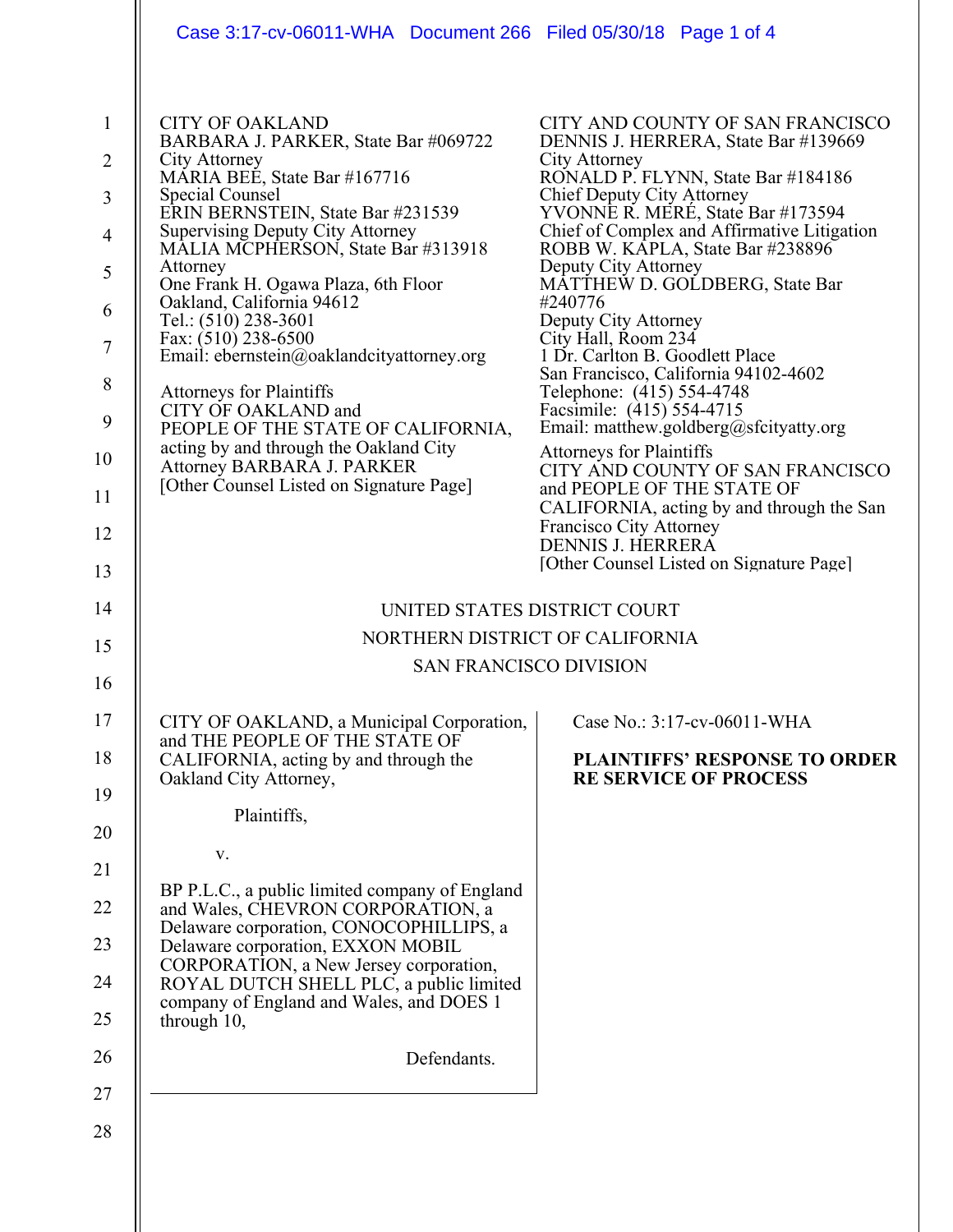CITY OF OAKLAND
BARBARA J. PARKER, State Bar #069722
City Attorney
MARIA BEE, State Bar #167716
Special Counsel
ERIN BERNSTEIN, State Bar #231539
Supervising Deputy City Attorney
MALIA MCPHERSON, State Bar #313918
Attorney
One Frank H. Ogawa Plaza, 6th Floor
Oakland, California 94612
Tel.: (510) 238-3601
Fax: (510) 238-6500
Email: ebernstein@oaklandcityattorney.org

Attorneys for Plaintiffs
CITY OF OAKLAND and
PEOPLE OF THE STATE OF CALIFORNIA, acting by and through the Oakland City Attorney BARBARA J. PARKER
[Other Counsel Listed on Signature Page]

CITY AND COUNTY OF SAN FRANCISCO
DENNIS J. HERRERA, State Bar #139669
City Attorney
RONALD P. FLYNN, State Bar #184186
Chief Deputy City Attorney
YVONNE R. MERÉ, State Bar #173594
Chief of Complex and Affirmative Litigation
ROBB W. KAPLA, State Bar #238896
Deputy City Attorney
MATTHEW D. GOLDBERG, State Bar #240776
Deputy City Attorney
City Hall, Room 234
1 Dr. Carlton B. Goodlett Place
San Francisco, California 94102-4602
Telephone: (415) 554-4748
Facsimile: (415) 554-4715
Email: matthew.goldberg@sfcityatty.org

Attorneys for Plaintiffs
CITY AND COUNTY OF SAN FRANCISCO and PEOPLE OF THE STATE OF CALIFORNIA, acting by and through the San Francisco City Attorney
DENNIS J. HERRERA
[Other Counsel Listed on Signature Page]

UNITED STATES DISTRICT COURT
NORTHERN DISTRICT OF CALIFORNIA
SAN FRANCISCO DIVISION

CITY OF OAKLAND, a Municipal Corporation, and THE PEOPLE OF THE STATE OF CALIFORNIA, acting by and through the Oakland City Attorney,

Plaintiffs,

v.

BP P.L.C., a public limited company of England and Wales, CHEVRON CORPORATION, a Delaware corporation, CONOCOPHILLIPS, a Delaware corporation, EXXON MOBIL CORPORATION, a New Jersey corporation, ROYAL DUTCH SHELL PLC, a public limited company of England and Wales, and DOES 1 through 10,

Defendants.

Case No.: 3:17-cv-06011-WHA

**PLAINTIFFS' RESPONSE TO ORDER RE SERVICE OF PROCESS**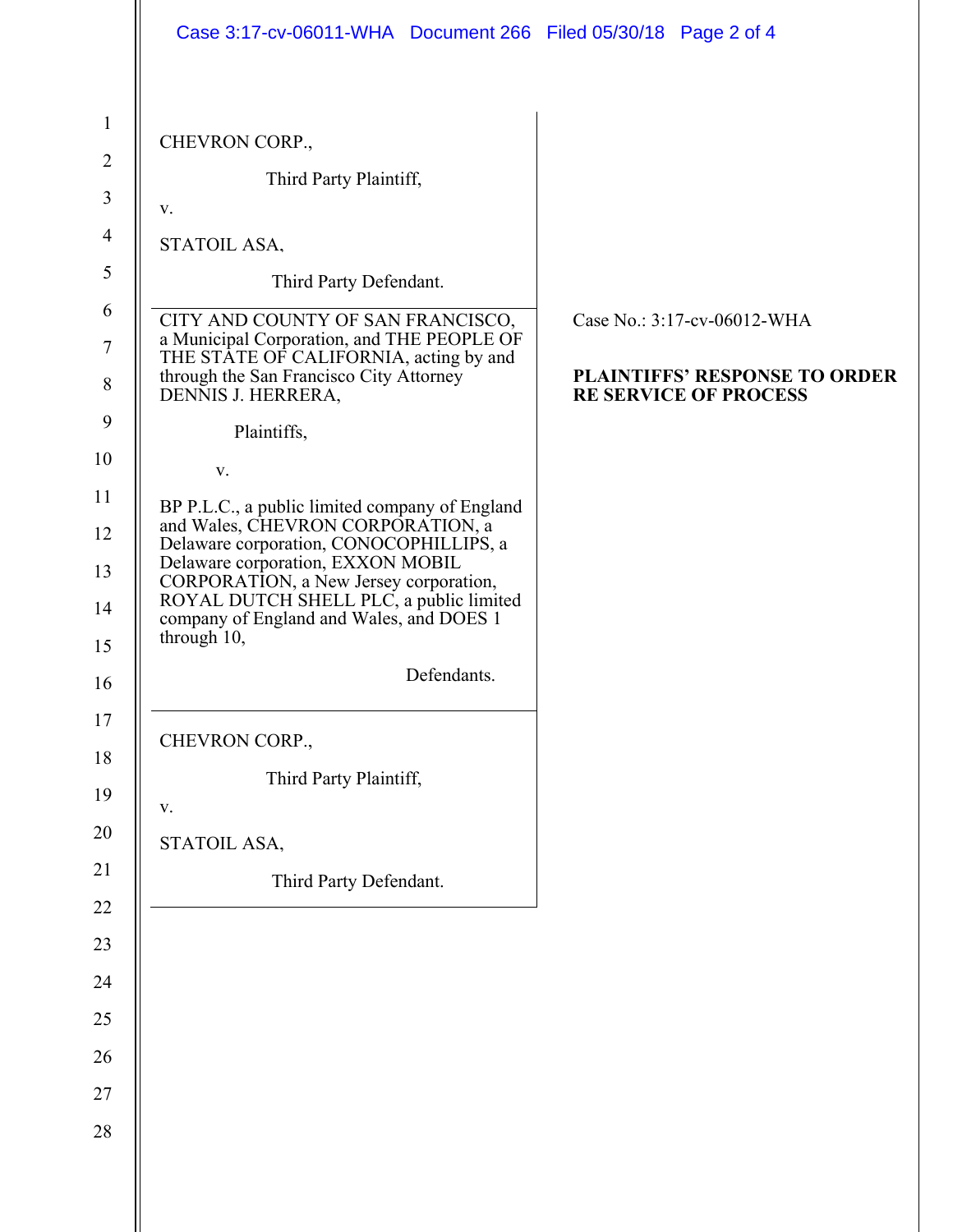CHEVRON CORP.,

Third Party Plaintiff,

v.

STATOIL ASA,

Third Party Defendant.

---

CITY AND COUNTY OF SAN FRANCISCO, a Municipal Corporation, and THE PEOPLE OF THE STATE OF CALIFORNIA, acting by and through the San Francisco City Attorney DENNIS J. HERRERA,

Plaintiffs,

v.

BP P.L.C., a public limited company of England and Wales, CHEVRON CORPORATION, a Delaware corporation, CONOCOPHILLIPS, a Delaware corporation, EXXON MOBIL CORPORATION, a New Jersey corporation, ROYAL DUTCH SHELL PLC, a public limited company of England and Wales, and DOES 1 through 10,

Defendants.

Case No.: 3:17-cv-06012-WHA

**PLAINTIFFS' RESPONSE TO ORDER RE SERVICE OF PROCESS**

---

CHEVRON CORP.,

Third Party Plaintiff,

v.

STATOIL ASA,

Third Party Defendant.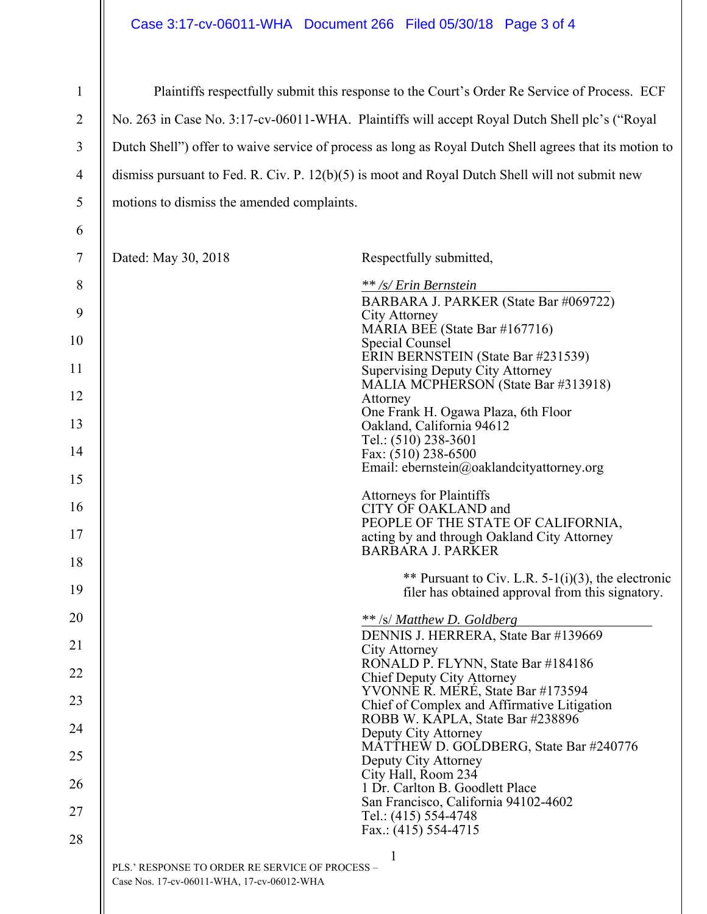Plaintiffs respectfully submit this response to the Court's Order Re Service of Process. ECF No. 263 in Case No. 3:17-cv-06011-WHA. Plaintiffs will accept Royal Dutch Shell plc's ("Royal Dutch Shell") offer to waive service of process as long as Royal Dutch Shell agrees that its motion to dismiss pursuant to Fed. R. Civ. P. 12(b)(5) is moot and Royal Dutch Shell will not submit new motions to dismiss the amended complaints.

Dated: May 30, 2018

Respectfully submitted,

*\*\* /s/ Erin Bernstein*
BARBARA J. PARKER (State Bar #069722)
City Attorney
MARIA BEE (State Bar #167716)
Special Counsel
ERIN BERNSTEIN (State Bar #231539)
Supervising Deputy City Attorney
MALIA MCPHERSON (State Bar #313918)
Attorney
One Frank H. Ogawa Plaza, 6th Floor
Oakland, California 94612
Tel.: (510) 238-3601
Fax: (510) 238-6500
Email: ebernstein@oaklandcityattorney.org

Attorneys for Plaintiffs
CITY OF OAKLAND and
PEOPLE OF THE STATE OF CALIFORNIA,
acting by and through Oakland City Attorney
BARBARA J. PARKER

\*\* Pursuant to Civ. L.R. 5-1(i)(3), the electronic filer has obtained approval from this signatory.

\*\* /s/ *Matthew D. Goldberg*
DENNIS J. HERRERA, State Bar #139669
City Attorney
RONALD P. FLYNN, State Bar #184186
Chief Deputy City Attorney
YVONNE R. MERÉ, State Bar #173594
Chief of Complex and Affirmative Litigation
ROBB W. KAPLA, State Bar #238896
Deputy City Attorney
MATTHEW D. GOLDBERG, State Bar #240776
Deputy City Attorney
City Hall, Room 234
1 Dr. Carlton B. Goodlett Place
San Francisco, California 94102-4602
Tel.: (415) 554-4748
Fax.: (415) 554-4715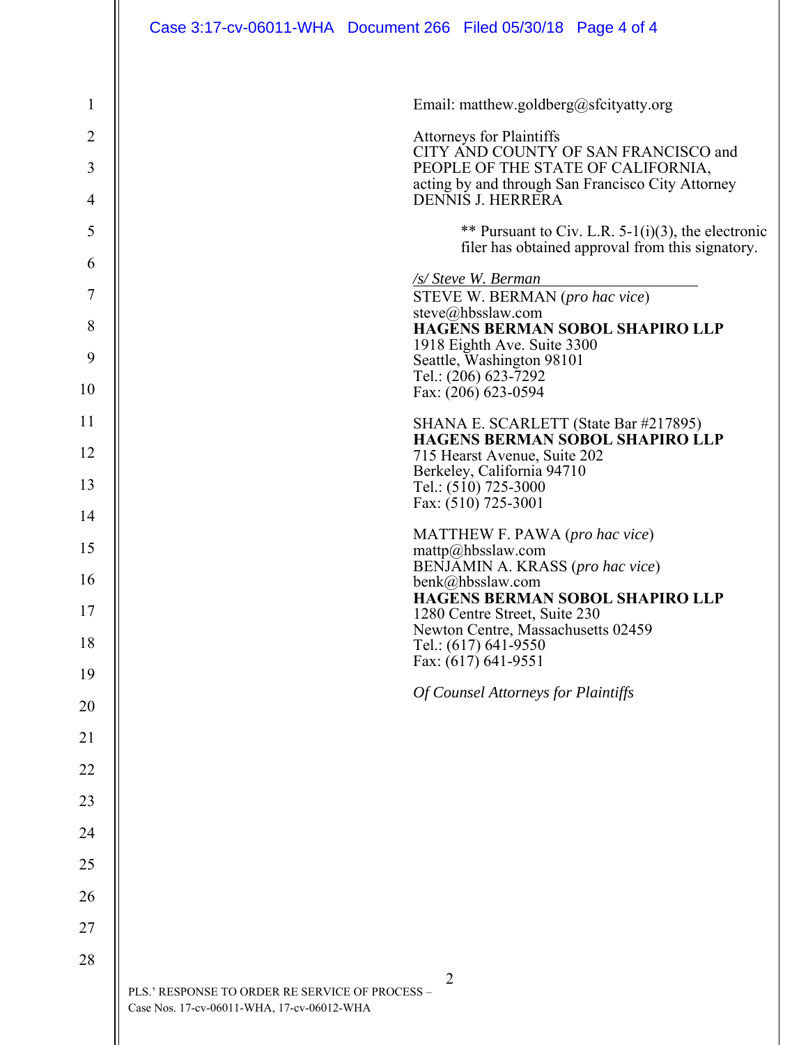Email: matthew.goldberg@sfcityatty.org

Attorneys for Plaintiffs
CITY AND COUNTY OF SAN FRANCISCO and
PEOPLE OF THE STATE OF CALIFORNIA,
acting by and through San Francisco City Attorney
DENNIS J. HERRERA

** Pursuant to Civ. L.R. 5-1(i)(3), the electronic filer has obtained approval from this signatory.

*/s/ Steve W. Berman*
STEVE W. BERMAN (*pro hac vice*)
steve@hbsslaw.com
**HAGENS BERMAN SOBOL SHAPIRO LLP**
1918 Eighth Ave. Suite 3300
Seattle, Washington 98101
Tel.: (206) 623-7292
Fax: (206) 623-0594

SHANA E. SCARLETT (State Bar #217895)
**HAGENS BERMAN SOBOL SHAPIRO LLP**
715 Hearst Avenue, Suite 202
Berkeley, California 94710
Tel.: (510) 725-3000
Fax: (510) 725-3001

MATTHEW F. PAWA (*pro hac vice*)
mattp@hbsslaw.com
BENJAMIN A. KRASS (*pro hac vice*)
benk@hbsslaw.com
**HAGENS BERMAN SOBOL SHAPIRO LLP**
1280 Centre Street, Suite 230
Newton Centre, Massachusetts 02459
Tel.: (617) 641-9550
Fax: (617) 641-9551

*Of Counsel Attorneys for Plaintiffs*